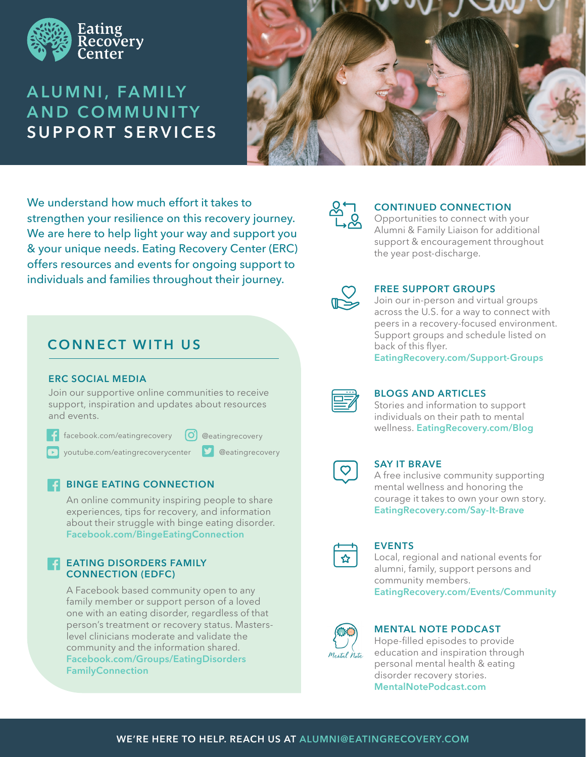Eating Recovery Center

# ALUMNI, FAMILY AND COMMUNITY SUPPORT SERVICES

We understand how much effort it takes to strengthen your resilience on this recovery journey. We are here to help light your way and support you & your unique needs. Eating Recovery Center (ERC) offers resources and events for ongoing support to individuals and families throughout their journey.

## CONNECT WITH US

### ERC SOCIAL MEDIA

Join our supportive online communities to receive support, inspiration and updates about resources and events.

- facebook.com/eatingrecovery
- @eatingrecovery
- youtube.com/eatingrecoverycenter
- @eatingrecovery

### BINGE EATING CONNECTION

An online community inspiring people to share experiences, tips for recovery, and information about their struggle with binge eating disorder.
Facebook.com/BingeEatingConnection

### EATING DISORDERS FAMILY CONNECTION (EDFC)

A Facebook based community open to any family member or support person of a loved one with an eating disorder, regardless of that person's treatment or recovery status. Masters-level clinicians moderate and validate the community and the information shared.
Facebook.com/Groups/EatingDisordersFamilyConnection

### CONTINUED CONNECTION

Opportunities to connect with your Alumni & Family Liaison for additional support & encouragement throughout the year post-discharge.

### FREE SUPPORT GROUPS

Join our in-person and virtual groups across the U.S. for a way to connect with peers in a recovery-focused environment. Support groups and schedule listed on back of this flyer.
EatingRecovery.com/Support-Groups

### BLOGS AND ARTICLES

Stories and information to support individuals on their path to mental wellness. EatingRecovery.com/Blog

### SAY IT BRAVE

A free inclusive community supporting mental wellness and honoring the courage it takes to own your own story.
EatingRecovery.com/Say-It-Brave

### EVENTS

Local, regional and national events for alumni, family, support persons and community members.
EatingRecovery.com/Events/Community

### MENTAL NOTE PODCAST

Hope-filled episodes to provide education and inspiration through personal mental health & eating disorder recovery stories.
MentalNotePodcast.com

**WE'RE HERE TO HELP. REACH US AT ALUMNI@EATINGRECOVERY.COM**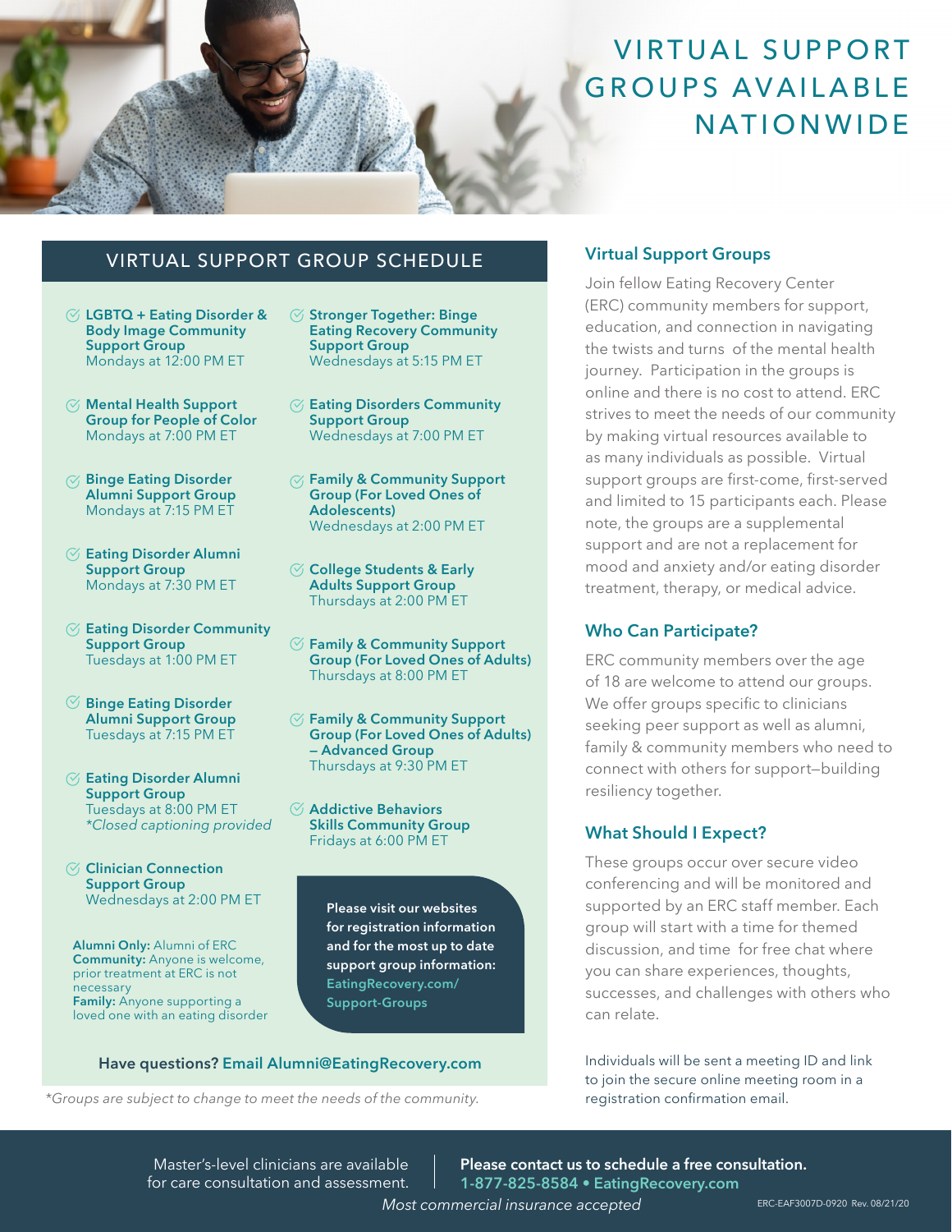# VIRTUAL SUPPORT GROUPS AVAILABLE NATIONWIDE

## VIRTUAL SUPPORT GROUP SCHEDULE

- **LGBTQ + Eating Disorder & Body Image Community Support Group**
  Mondays at 12:00 PM ET
- **Mental Health Support Group for People of Color**
  Mondays at 7:00 PM ET
- **Binge Eating Disorder Alumni Support Group**
  Mondays at 7:15 PM ET
- **Eating Disorder Alumni Support Group**
  Mondays at 7:30 PM ET
- **Eating Disorder Community Support Group**
  Tuesdays at 1:00 PM ET
- **Binge Eating Disorder Alumni Support Group**
  Tuesdays at 7:15 PM ET
- **Eating Disorder Alumni Support Group**
  Tuesdays at 8:00 PM ET
  *\*Closed captioning provided*
- **Clinician Connection Support Group**
  Wednesdays at 2:00 PM ET
- **Stronger Together: Binge Eating Recovery Community Support Group**
  Wednesdays at 5:15 PM ET
- **Eating Disorders Community Support Group**
  Wednesdays at 7:00 PM ET
- **Family & Community Support Group (For Loved Ones of Adolescents)**
  Wednesdays at 2:00 PM ET
- **College Students & Early Adults Support Group**
  Thursdays at 2:00 PM ET
- **Family & Community Support Group (For Loved Ones of Adults)**
  Thursdays at 8:00 PM ET
- **Family & Community Support Group (For Loved Ones of Adults) – Advanced Group**
  Thursdays at 9:30 PM ET
- **Addictive Behaviors Skills Community Group**
  Fridays at 6:00 PM ET

**Alumni Only:** Alumni of ERC
**Community:** Anyone is welcome, prior treatment at ERC is not necessary
**Family:** Anyone supporting a loved one with an eating disorder

**Please visit our websites for registration information and for the most up to date support group information: EatingRecovery.com/Support-Groups**

**Have questions? Email Alumni@EatingRecovery.com**

*\*Groups are subject to change to meet the needs of the community.*

### Virtual Support Groups

Join fellow Eating Recovery Center (ERC) community members for support, education, and connection in navigating the twists and turns of the mental health journey. Participation in the groups is online and there is no cost to attend. ERC strives to meet the needs of our community by making virtual resources available to as many individuals as possible. Virtual support groups are first-come, first-served and limited to 15 participants each. Please note, the groups are a supplemental support and are not a replacement for mood and anxiety and/or eating disorder treatment, therapy, or medical advice.

### Who Can Participate?

ERC community members over the age of 18 are welcome to attend our groups. We offer groups specific to clinicians seeking peer support as well as alumni, family & community members who need to connect with others for support—building resiliency together.

### What Should I Expect?

These groups occur over secure video conferencing and will be monitored and supported by an ERC staff member. Each group will start with a time for themed discussion, and time for free chat where you can share experiences, thoughts, successes, and challenges with others who can relate.

Individuals will be sent a meeting ID and link to join the secure online meeting room in a registration confirmation email.

Master's-level clinicians are available for care consultation and assessment.

**Please contact us to schedule a free consultation.**
**1-877-825-8584 • EatingRecovery.com**

*Most commercial insurance accepted*

ERC-EAF3007D-0920 Rev. 08/21/20